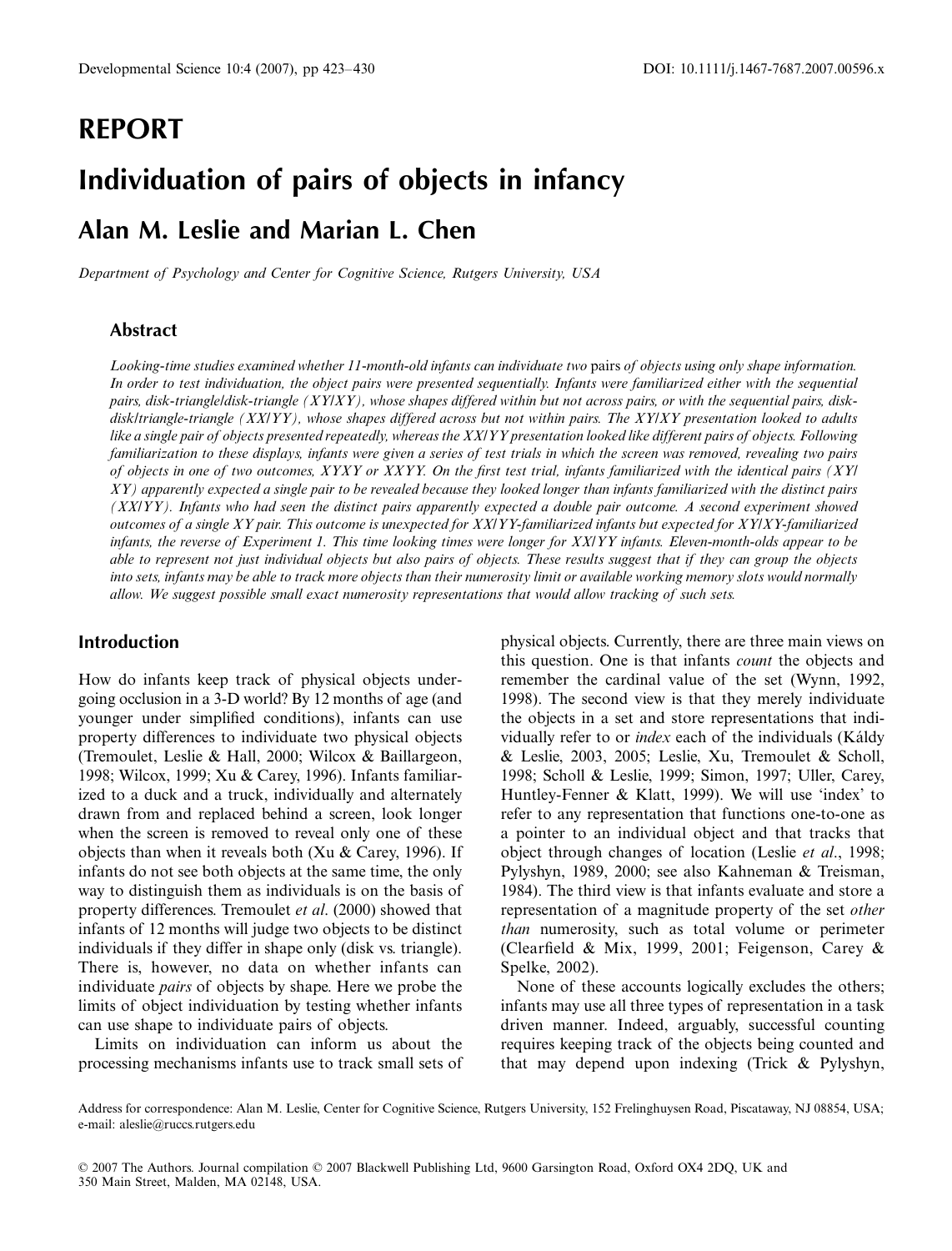# REPORT

# Individuation of pairs of objects in infancy

## Alan M. Leslie and Marian L. Chen

*Department of Psychology and Center for Cognitive Science, Rutgers University, USA*

### Abstract

*Looking-time studies examined whether 11-month-old infants can individuate two* pairs *of objects using only shape information. In order to test individuation, the object pairs were presented sequentially. Infants were familiarized either with the sequential pairs, disk-triangle|disk-triangle (XY|XY), whose shapes differed within but not across pairs, or with the sequential pairs, disk-disk|triangle-triangle (XX|YY), whose shapes differed across but not within pairs. The XY|XY presentation looked to adults like a single pair of objects presented repeatedly, whereas the XX|YY presentation looked like different pairs of objects. Following familiarization to these displays, infants were given a series of test trials in which the screen was removed, revealing two pairs of objects in one of two outcomes, XYXY or XXYY. On the first test trial, infants familiarized with the identical pairs (XY|XY) apparently expected a single pair to be revealed because they looked longer than infants familiarized with the distinct pairs (XX|YY). Infants who had seen the distinct pairs apparently expected a double pair outcome. A second experiment showed outcomes of a single XY pair. This outcome is unexpected for XX|YY-familiarized infants but expected for XY|XY-familiarized infants, the reverse of Experiment 1. This time looking times were longer for XX|YY infants. Eleven-month-olds appear to be able to represent not just individual objects but also pairs of objects. These results suggest that if they can group the objects into sets, infants may be able to track more objects than their numerosity limit or available working memory slots would normally allow. We suggest possible small exact numerosity representations that would allow tracking of such sets.*

## Introduction

How do infants keep track of physical objects undergoing occlusion in a 3-D world? By 12 months of age (and younger under simplified conditions), infants can use property differences to individuate two physical objects (Tremoulet, Leslie & Hall, 2000; Wilcox & Baillargeon, 1998; Wilcox, 1999; Xu & Carey, 1996). Infants familiarized to a duck and a truck, individually and alternately drawn from and replaced behind a screen, look longer when the screen is removed to reveal only one of these objects than when it reveals both (Xu & Carey, 1996). If infants do not see both objects at the same time, the only way to distinguish them as individuals is on the basis of property differences. Tremoulet *et al*. (2000) showed that infants of 12 months will judge two objects to be distinct individuals if they differ in shape only (disk vs. triangle). There is, however, no data on whether infants can individuate *pairs* of objects by shape. Here we probe the limits of object individuation by testing whether infants can use shape to individuate pairs of objects.

Limits on individuation can inform us about the processing mechanisms infants use to track small sets of physical objects. Currently, there are three main views on this question. One is that infants *count* the objects and remember the cardinal value of the set (Wynn, 1992, 1998). The second view is that they merely individuate the objects in a set and store representations that individually refer to or *index* each of the individuals (Káldy & Leslie, 2003, 2005; Leslie, Xu, Tremoulet & Scholl, 1998; Scholl & Leslie, 1999; Simon, 1997; Uller, Carey, Huntley-Fenner & Klatt, 1999). We will use 'index' to refer to any representation that functions one-to-one as a pointer to an individual object and that tracks that object through changes of location (Leslie *et al*., 1998; Pylyshyn, 1989, 2000; see also Kahneman & Treisman, 1984). The third view is that infants evaluate and store a representation of a magnitude property of the set *other than* numerosity, such as total volume or perimeter (Clearfield & Mix, 1999, 2001; Feigenson, Carey & Spelke, 2002).

None of these accounts logically excludes the others; infants may use all three types of representation in a task driven manner. Indeed, arguably, successful counting requires keeping track of the objects being counted and that may depend upon indexing (Trick & Pylyshyn,

Address for correspondence: Alan M. Leslie, Center for Cognitive Science, Rutgers University, 152 Frelinghuysen Road, Piscataway, NJ 08854, USA; e-mail: aleslie@ruccs.rutgers.edu

© 2007 The Authors. Journal compilation © 2007 Blackwell Publishing Ltd, 9600 Garsington Road, Oxford OX4 2DQ, UK and 350 Main Street, Malden, MA 02148, USA.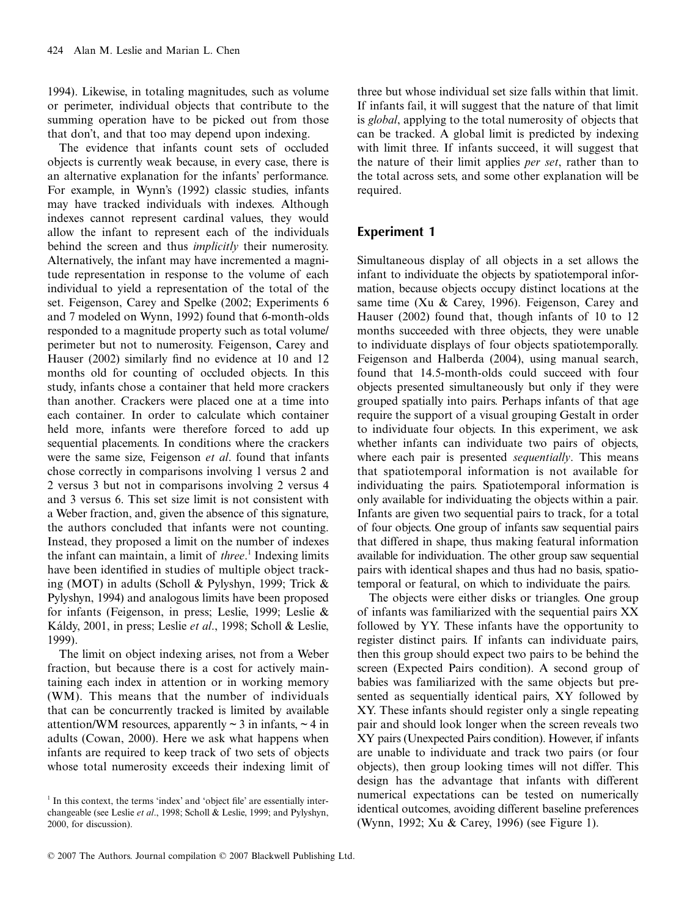1994). Likewise, in totaling magnitudes, such as volume or perimeter, individual objects that contribute to the summing operation have to be picked out from those that don't, and that too may depend upon indexing.

The evidence that infants count sets of occluded objects is currently weak because, in every case, there is an alternative explanation for the infants' performance. For example, in Wynn's (1992) classic studies, infants may have tracked individuals with indexes. Although indexes cannot represent cardinal values, they would allow the infant to represent each of the individuals behind the screen and thus *implicitly* their numerosity. Alternatively, the infant may have incremented a magnitude representation in response to the volume of each individual to yield a representation of the total of the set. Feigenson, Carey and Spelke (2002; Experiments 6 and 7 modeled on Wynn, 1992) found that 6-month-olds responded to a magnitude property such as total volume/perimeter but not to numerosity. Feigenson, Carey and Hauser (2002) similarly find no evidence at 10 and 12 months old for counting of occluded objects. In this study, infants chose a container that held more crackers than another. Crackers were placed one at a time into each container. In order to calculate which container held more, infants were therefore forced to add up sequential placements. In conditions where the crackers were the same size, Feigenson *et al*. found that infants chose correctly in comparisons involving 1 versus 2 and 2 versus 3 but not in comparisons involving 2 versus 4 and 3 versus 6. This set size limit is not consistent with a Weber fraction, and, given the absence of this signature, the authors concluded that infants were not counting. Instead, they proposed a limit on the number of indexes the infant can maintain, a limit of *three*.[1] Indexing limits have been identified in studies of multiple object tracking (MOT) in adults (Scholl & Pylyshyn, 1999; Trick & Pylyshyn, 1994) and analogous limits have been proposed for infants (Feigenson, in press; Leslie, 1999; Leslie & Káldy, 2001, in press; Leslie *et al*., 1998; Scholl & Leslie, 1999).

The limit on object indexing arises, not from a Weber fraction, but because there is a cost for actively maintaining each index in attention or in working memory (WM). This means that the number of individuals that can be concurrently tracked is limited by available attention/WM resources, apparently ~ 3 in infants, ~ 4 in adults (Cowan, 2000). Here we ask what happens when infants are required to keep track of two sets of objects whose total numerosity exceeds their indexing limit of three but whose individual set size falls within that limit. If infants fail, it will suggest that the nature of that limit is *global*, applying to the total numerosity of objects that can be tracked. A global limit is predicted by indexing with limit three. If infants succeed, it will suggest that the nature of their limit applies *per set*, rather than to the total across sets, and some other explanation will be required.

[1] In this context, the terms 'index' and 'object file' are essentially interchangeable (see Leslie *et al*., 1998; Scholl & Leslie, 1999; and Pylyshyn, 2000, for discussion).

## Experiment 1

Simultaneous display of all objects in a set allows the infant to individuate the objects by spatiotemporal information, because objects occupy distinct locations at the same time (Xu & Carey, 1996). Feigenson, Carey and Hauser (2002) found that, though infants of 10 to 12 months succeeded with three objects, they were unable to individuate displays of four objects spatiotemporally. Feigenson and Halberda (2004), using manual search, found that 14.5-month-olds could succeed with four objects presented simultaneously but only if they were grouped spatially into pairs. Perhaps infants of that age require the support of a visual grouping Gestalt in order to individuate four objects. In this experiment, we ask whether infants can individuate two pairs of objects, where each pair is presented *sequentially*. This means that spatiotemporal information is not available for individuating the pairs. Spatiotemporal information is only available for individuating the objects within a pair. Infants are given two sequential pairs to track, for a total of four objects. One group of infants saw sequential pairs that differed in shape, thus making featural information available for individuation. The other group saw sequential pairs with identical shapes and thus had no basis, spatiotemporal or featural, on which to individuate the pairs.

The objects were either disks or triangles. One group of infants was familiarized with the sequential pairs XX followed by YY. These infants have the opportunity to register distinct pairs. If infants can individuate pairs, then this group should expect two pairs to be behind the screen (Expected Pairs condition). A second group of babies was familiarized with the same objects but presented as sequentially identical pairs, XY followed by XY. These infants should register only a single repeating pair and should look longer when the screen reveals two XY pairs (Unexpected Pairs condition). However, if infants are unable to individuate and track two pairs (or four objects), then group looking times will not differ. This design has the advantage that infants with different numerical expectations can be tested on numerically identical outcomes, avoiding different baseline preferences (Wynn, 1992; Xu & Carey, 1996) (see Figure 1).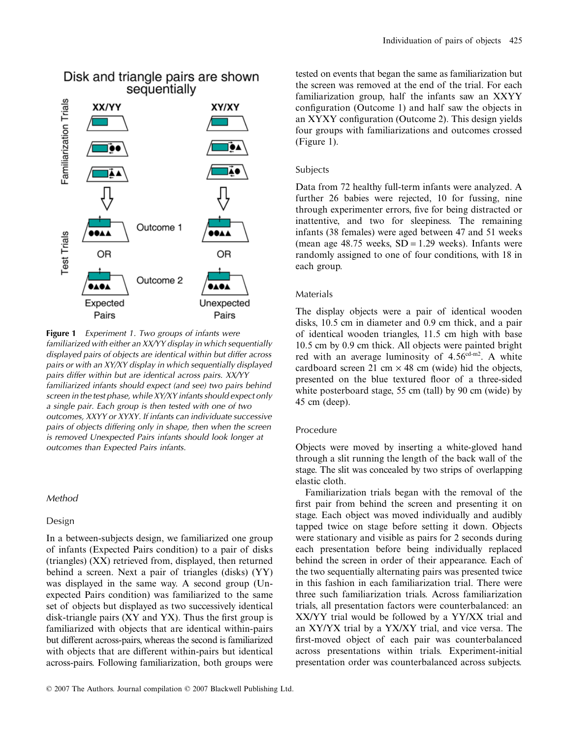Figure 1 *Experiment 1. Two groups of infants were familiarized with either an XX/YY display in which sequentially displayed pairs of objects are identical within but differ across pairs or with an XY/XY display in which sequentially displayed pairs differ within but are identical across pairs. XX/YY familiarized infants should expect (and see) two pairs behind screen in the test phase, while XY/XY infants should expect only a single pair. Each group is then tested with one of two outcomes, XXYY or XYXY. If infants can individuate successive pairs of objects differing only in shape, then when the screen is removed Unexpected Pairs infants should look longer at outcomes than Expected Pairs infants.*

## *Method*

### Design

In a between-subjects design, we familiarized one group of infants (Expected Pairs condition) to a pair of disks (triangles) (XX) retrieved from, displayed, then returned behind a screen. Next a pair of triangles (disks) (YY) was displayed in the same way. A second group (Unexpected Pairs condition) was familiarized to the same set of objects but displayed as two successively identical disk-triangle pairs (XY and YX). Thus the first group is familiarized with objects that are identical within-pairs but different across-pairs, whereas the second is familiarized with objects that are different within-pairs but identical across-pairs. Following familiarization, both groups were tested on events that began the same as familiarization but the screen was removed at the end of the trial. For each familiarization group, half the infants saw an XXYY configuration (Outcome 1) and half saw the objects in an XYXY configuration (Outcome 2). This design yields four groups with familiarizations and outcomes crossed (Figure 1).

### Subjects

Data from 72 healthy full-term infants were analyzed. A further 26 babies were rejected, 10 for fussing, nine through experimenter errors, five for being distracted or inattentive, and two for sleepiness. The remaining infants (38 females) were aged between 47 and 51 weeks (mean age 48.75 weeks, SD = 1.29 weeks). Infants were randomly assigned to one of four conditions, with 18 in each group.

### Materials

The display objects were a pair of identical wooden disks, 10.5 cm in diameter and 0.9 cm thick, and a pair of identical wooden triangles, 11.5 cm high with base 10.5 cm by 0.9 cm thick. All objects were painted bright red with an average luminosity of 4.56$^{cd\text{-}m2}$. A white cardboard screen 21 cm × 48 cm (wide) hid the objects, presented on the blue textured floor of a three-sided white posterboard stage, 55 cm (tall) by 90 cm (wide) by 45 cm (deep).

### Procedure

Objects were moved by inserting a white-gloved hand through a slit running the length of the back wall of the stage. The slit was concealed by two strips of overlapping elastic cloth.

Familiarization trials began with the removal of the first pair from behind the screen and presenting it on stage. Each object was moved individually and audibly tapped twice on stage before setting it down. Objects were stationary and visible as pairs for 2 seconds during each presentation before being individually replaced behind the screen in order of their appearance. Each of the two sequentially alternating pairs was presented twice in this fashion in each familiarization trial. There were three such familiarization trials. Across familiarization trials, all presentation factors were counterbalanced: an XX/YY trial would be followed by a YY/XX trial and an XY/YX trial by a YX/XY trial, and vice versa. The first-moved object of each pair was counterbalanced across presentations within trials. Experiment-initial presentation order was counterbalanced across subjects.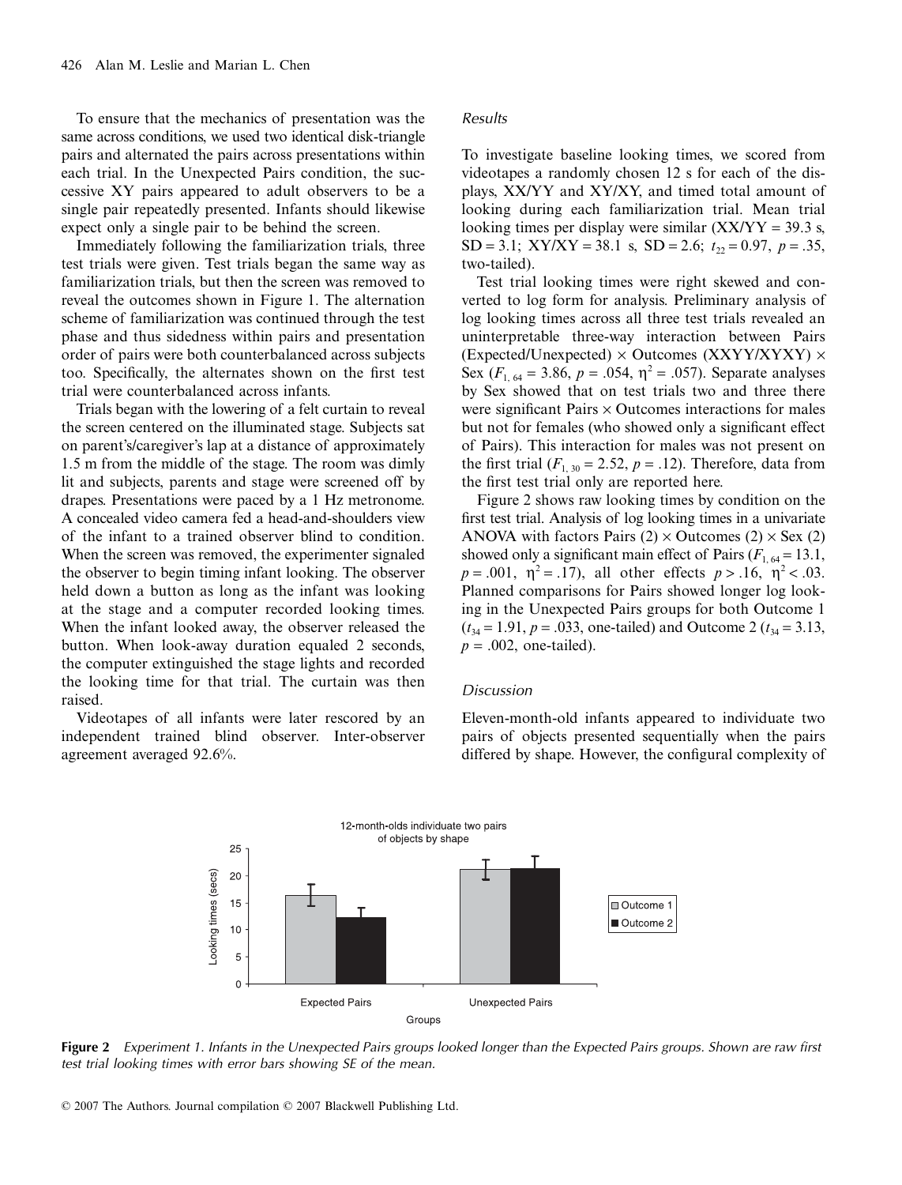To ensure that the mechanics of presentation was the same across conditions, we used two identical disk-triangle pairs and alternated the pairs across presentations within each trial. In the Unexpected Pairs condition, the successive XY pairs appeared to adult observers to be a single pair repeatedly presented. Infants should likewise expect only a single pair to be behind the screen.

Immediately following the familiarization trials, three test trials were given. Test trials began the same way as familiarization trials, but then the screen was removed to reveal the outcomes shown in Figure 1. The alternation scheme of familiarization was continued through the test phase and thus sidedness within pairs and presentation order of pairs were both counterbalanced across subjects too. Specifically, the alternates shown on the first test trial were counterbalanced across infants.

Trials began with the lowering of a felt curtain to reveal the screen centered on the illuminated stage. Subjects sat on parent's/caregiver's lap at a distance of approximately 1.5 m from the middle of the stage. The room was dimly lit and subjects, parents and stage were screened off by drapes. Presentations were paced by a 1 Hz metronome. A concealed video camera fed a head-and-shoulders view of the infant to a trained observer blind to condition. When the screen was removed, the experimenter signaled the observer to begin timing infant looking. The observer held down a button as long as the infant was looking at the stage and a computer recorded looking times. When the infant looked away, the observer released the button. When look-away duration equaled 2 seconds, the computer extinguished the stage lights and recorded the looking time for that trial. The curtain was then raised.

Videotapes of all infants were later rescored by an independent trained blind observer. Inter-observer agreement averaged 92.6%.

### Results

To investigate baseline looking times, we scored from videotapes a randomly chosen 12 s for each of the displays, XX/YY and XY/XY, and timed total amount of looking during each familiarization trial. Mean trial looking times per display were similar (XX/YY = 39.3 s, SD = 3.1; XY/XY = 38.1 s, SD = 2.6; $t_{22} = 0.97$, $p = .35$, two-tailed).

Test trial looking times were right skewed and converted to log form for analysis. Preliminary analysis of log looking times across all three test trials revealed an uninterpretable three-way interaction between Pairs (Expected/Unexpected) × Outcomes (XXYY/XYXY) × Sex ($F_{1,\,64} = 3.86$, $p = .054$, $\eta^2 = .057$). Separate analyses by Sex showed that on test trials two and three there were significant Pairs × Outcomes interactions for males but not for females (who showed only a significant effect of Pairs). This interaction for males was not present on the first trial ($F_{1,\,30} = 2.52$, $p = .12$). Therefore, data from the first test trial only are reported here.

Figure 2 shows raw looking times by condition on the first test trial. Analysis of log looking times in a univariate ANOVA with factors Pairs (2) × Outcomes (2) × Sex (2) showed only a significant main effect of Pairs ($F_{1,\,64} = 13.1$, $p = .001$, $\eta^2 = .17$), all other effects $p > .16$, $\eta^2 < .03$. Planned comparisons for Pairs showed longer log looking in the Unexpected Pairs groups for both Outcome 1 ($t_{34} = 1.91$, $p = .033$, one-tailed) and Outcome 2 ($t_{34} = 3.13$, $p = .002$, one-tailed).

### Discussion

Eleven-month-old infants appeared to individuate two pairs of objects presented sequentially when the pairs differed by shape. However, the configural complexity of

**Figure 2** *Experiment 1. Infants in the Unexpected Pairs groups looked longer than the Expected Pairs groups. Shown are raw first test trial looking times with error bars showing SE of the mean.*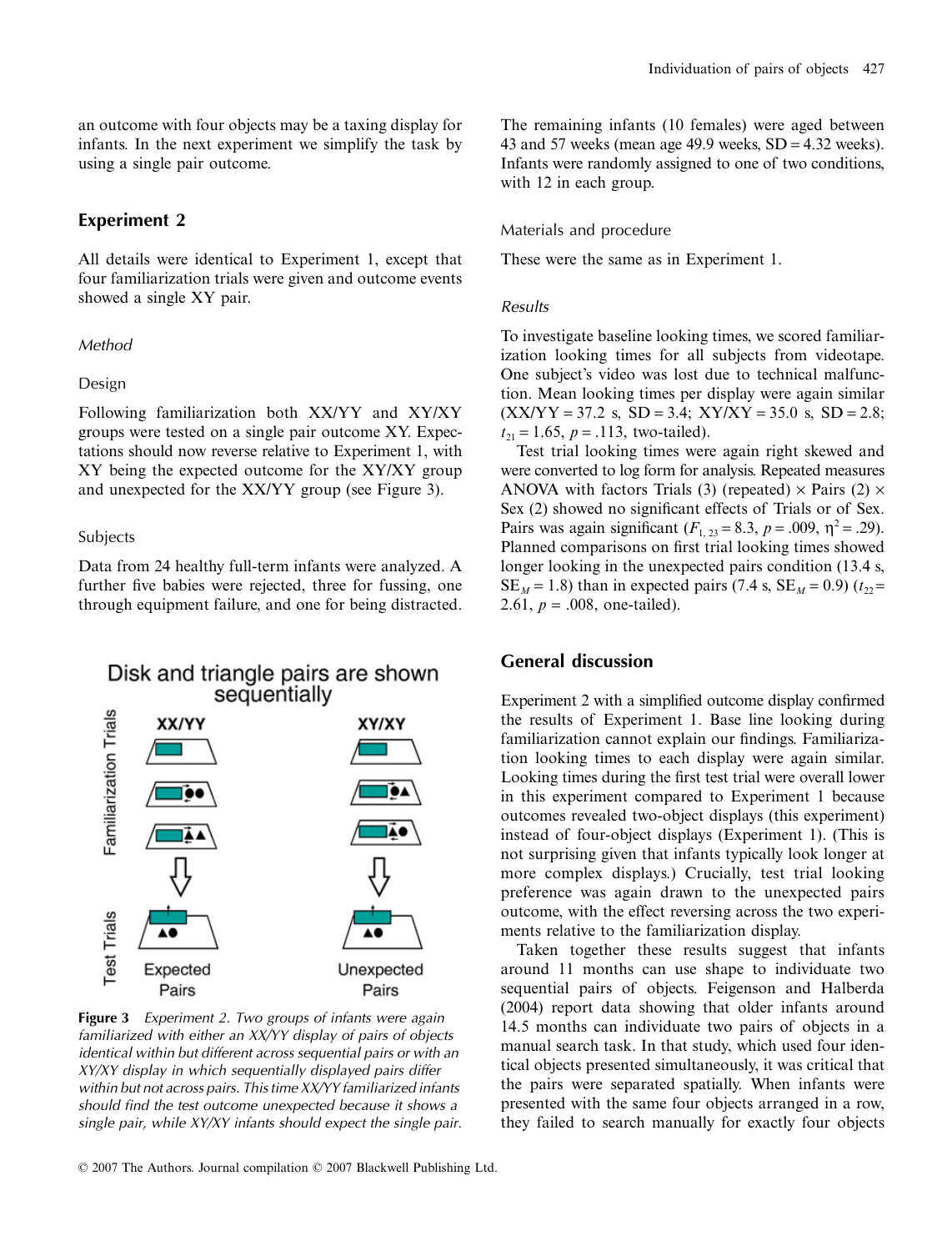an outcome with four objects may be a taxing display for infants. In the next experiment we simplify the task by using a single pair outcome.

## Experiment 2

All details were identical to Experiment 1, except that four familiarization trials were given and outcome events showed a single XY pair.

### *Method*

#### Design

Following familiarization both XX/YY and XY/XY groups were tested on a single pair outcome XY. Expectations should now reverse relative to Experiment 1, with XY being the expected outcome for the XY/XY group and unexpected for the XX/YY group (see Figure 3).

#### Subjects

Data from 24 healthy full-term infants were analyzed. A further five babies were rejected, three for fussing, one through equipment failure, and one for being distracted.

**Figure 3** *Experiment 2. Two groups of infants were again familiarized with either an XX/YY display of pairs of objects identical within but different across sequential pairs or with an XY/XY display in which sequentially displayed pairs differ within but not across pairs. This time XX/YY familiarized infants should find the test outcome unexpected because it shows a single pair, while XY/XY infants should expect the single pair.*

The remaining infants (10 females) were aged between 43 and 57 weeks (mean age 49.9 weeks, SD = 4.32 weeks). Infants were randomly assigned to one of two conditions, with 12 in each group.

#### Materials and procedure

These were the same as in Experiment 1.

### *Results*

To investigate baseline looking times, we scored familiarization looking times for all subjects from videotape. One subject's video was lost due to technical malfunction. Mean looking times per display were again similar (XX/YY = 37.2 s, SD = 3.4; XY/XY = 35.0 s, SD = 2.8; $t_{21} = 1.65$, $p = .113$, two-tailed).

Test trial looking times were again right skewed and were converted to log form for analysis. Repeated measures ANOVA with factors Trials (3) (repeated) × Pairs (2) × Sex (2) showed no significant effects of Trials or of Sex. Pairs was again significant ($F_{1,\,23} = 8.3$, $p = .009$, $\eta^2 = .29$). Planned comparisons on first trial looking times showed longer looking in the unexpected pairs condition (13.4 s, $SE_M = 1.8$) than in expected pairs (7.4 s, $SE_M = 0.9$) ($t_{22} = 2.61$, $p = .008$, one-tailed).

## General discussion

Experiment 2 with a simplified outcome display confirmed the results of Experiment 1. Base line looking during familiarization cannot explain our findings. Familiarization looking times to each display were again similar. Looking times during the first test trial were overall lower in this experiment compared to Experiment 1 because outcomes revealed two-object displays (this experiment) instead of four-object displays (Experiment 1). (This is not surprising given that infants typically look longer at more complex displays.) Crucially, test trial looking preference was again drawn to the unexpected pairs outcome, with the effect reversing across the two experiments relative to the familiarization display.

Taken together these results suggest that infants around 11 months can use shape to individuate two sequential pairs of objects. Feigenson and Halberda (2004) report data showing that older infants around 14.5 months can individuate two pairs of objects in a manual search task. In that study, which used four identical objects presented simultaneously, it was critical that the pairs were separated spatially. When infants were presented with the same four objects arranged in a row, they failed to search manually for exactly four objects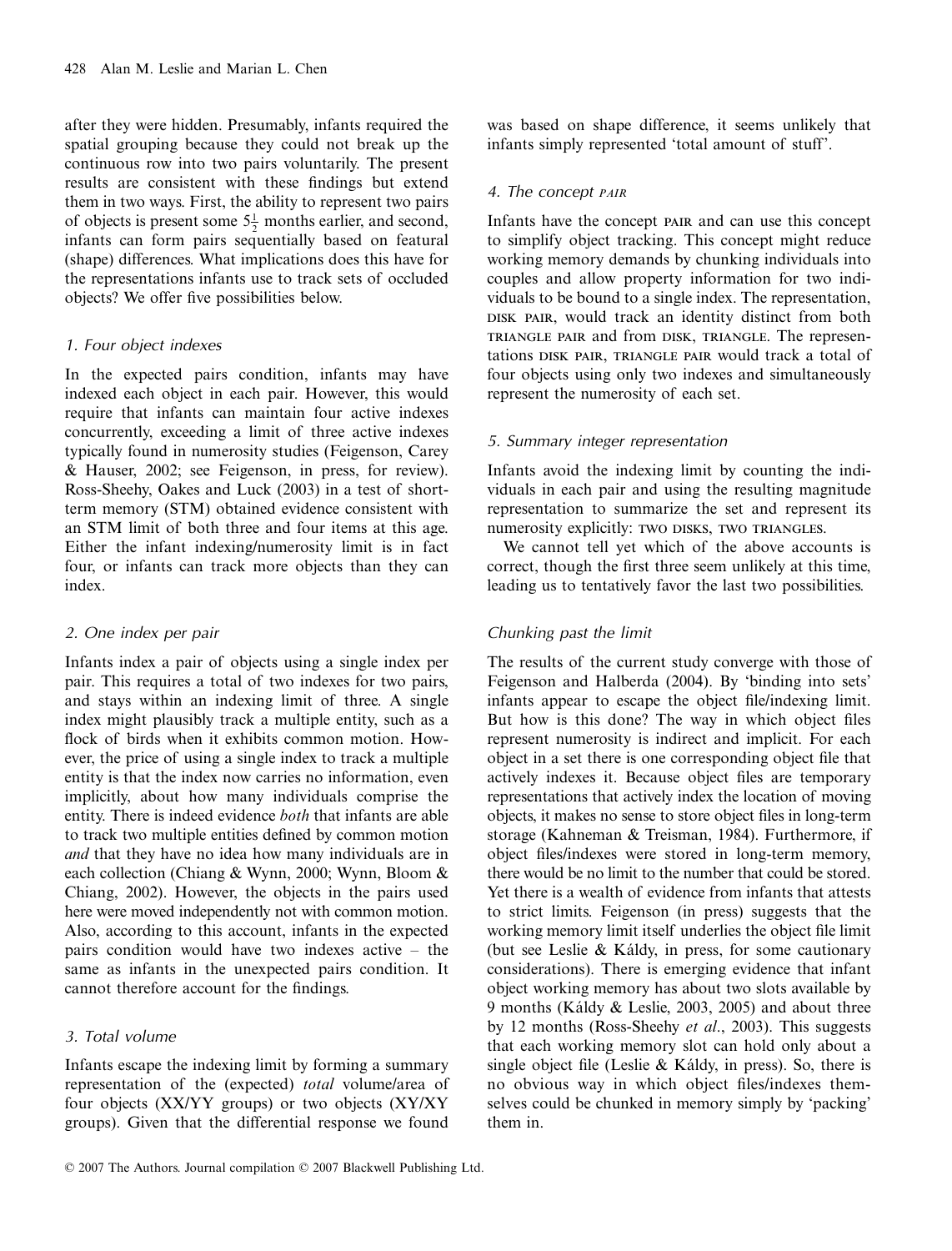after they were hidden. Presumably, infants required the spatial grouping because they could not break up the continuous row into two pairs voluntarily. The present results are consistent with these findings but extend them in two ways. First, the ability to represent two pairs of objects is present some $5\frac{1}{2}$ months earlier, and second, infants can form pairs sequentially based on featural (shape) differences. What implications does this have for the representations infants use to track sets of occluded objects? We offer five possibilities below.

### 1. Four object indexes

In the expected pairs condition, infants may have indexed each object in each pair. However, this would require that infants can maintain four active indexes concurrently, exceeding a limit of three active indexes typically found in numerosity studies (Feigenson, Carey & Hauser, 2002; see Feigenson, in press, for review). Ross-Sheehy, Oakes and Luck (2003) in a test of short-term memory (STM) obtained evidence consistent with an STM limit of both three and four items at this age. Either the infant indexing/numerosity limit is in fact four, or infants can track more objects than they can index.

### 2. One index per pair

Infants index a pair of objects using a single index per pair. This requires a total of two indexes for two pairs, and stays within an indexing limit of three. A single index might plausibly track a multiple entity, such as a flock of birds when it exhibits common motion. However, the price of using a single index to track a multiple entity is that the index now carries no information, even implicitly, about how many individuals comprise the entity. There is indeed evidence *both* that infants are able to track two multiple entities defined by common motion *and* that they have no idea how many individuals are in each collection (Chiang & Wynn, 2000; Wynn, Bloom & Chiang, 2002). However, the objects in the pairs used here were moved independently not with common motion. Also, according to this account, infants in the expected pairs condition would have two indexes active – the same as infants in the unexpected pairs condition. It cannot therefore account for the findings.

### 3. Total volume

Infants escape the indexing limit by forming a summary representation of the (expected) *total* volume/area of four objects (XX/YY groups) or two objects (XY/XY groups). Given that the differential response we found was based on shape difference, it seems unlikely that infants simply represented 'total amount of stuff'.

### 4. The concept PAIR

Infants have the concept PAIR and can use this concept to simplify object tracking. This concept might reduce working memory demands by chunking individuals into couples and allow property information for two individuals to be bound to a single index. The representation, DISK PAIR, would track an identity distinct from both TRIANGLE PAIR and from DISK, TRIANGLE. The representations DISK PAIR, TRIANGLE PAIR would track a total of four objects using only two indexes and simultaneously represent the numerosity of each set.

### 5. Summary integer representation

Infants avoid the indexing limit by counting the individuals in each pair and using the resulting magnitude representation to summarize the set and represent its numerosity explicitly: TWO DISKS, TWO TRIANGLES.

We cannot tell yet which of the above accounts is correct, though the first three seem unlikely at this time, leading us to tentatively favor the last two possibilities.

### Chunking past the limit

The results of the current study converge with those of Feigenson and Halberda (2004). By 'binding into sets' infants appear to escape the object file/indexing limit. But how is this done? The way in which object files represent numerosity is indirect and implicit. For each object in a set there is one corresponding object file that actively indexes it. Because object files are temporary representations that actively index the location of moving objects, it makes no sense to store object files in long-term storage (Kahneman & Treisman, 1984). Furthermore, if object files/indexes were stored in long-term memory, there would be no limit to the number that could be stored. Yet there is a wealth of evidence from infants that attests to strict limits. Feigenson (in press) suggests that the working memory limit itself underlies the object file limit (but see Leslie & Káldy, in press, for some cautionary considerations). There is emerging evidence that infant object working memory has about two slots available by 9 months (Káldy & Leslie, 2003, 2005) and about three by 12 months (Ross-Sheehy *et al.*, 2003). This suggests that each working memory slot can hold only about a single object file (Leslie & Káldy, in press). So, there is no obvious way in which object files/indexes themselves could be chunked in memory simply by 'packing' them in.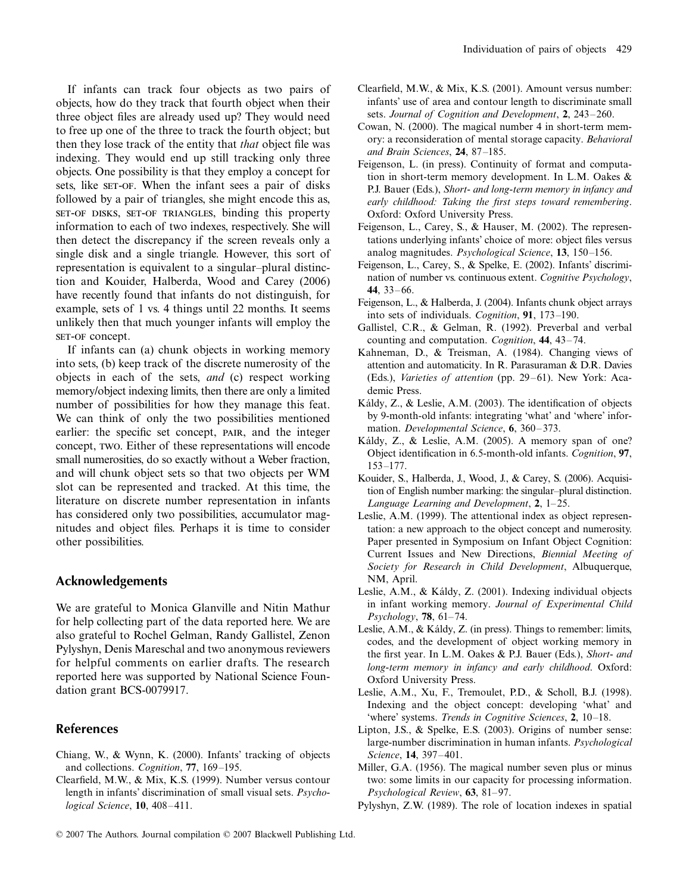If infants can track four objects as two pairs of objects, how do they track that fourth object when their three object files are already used up? They would need to free up one of the three to track the fourth object; but then they lose track of the entity that *that* object file was indexing. They would end up still tracking only three objects. One possibility is that they employ a concept for sets, like SET-OF. When the infant sees a pair of disks followed by a pair of triangles, she might encode this as, SET-OF DISKS, SET-OF TRIANGLES, binding this property information to each of two indexes, respectively. She will then detect the discrepancy if the screen reveals only a single disk and a single triangle. However, this sort of representation is equivalent to a singular–plural distinction and Kouider, Halberda, Wood and Carey (2006) have recently found that infants do not distinguish, for example, sets of 1 vs. 4 things until 22 months. It seems unlikely then that much younger infants will employ the SET-OF concept.

If infants can (a) chunk objects in working memory into sets, (b) keep track of the discrete numerosity of the objects in each of the sets, *and* (c) respect working memory/object indexing limits, then there are only a limited number of possibilities for how they manage this feat. We can think of only the two possibilities mentioned earlier: the specific set concept, PAIR, and the integer concept, TWO. Either of these representations will encode small numerosities, do so exactly without a Weber fraction, and will chunk object sets so that two objects per WM slot can be represented and tracked. At this time, the literature on discrete number representation in infants has considered only two possibilities, accumulator magnitudes and object files. Perhaps it is time to consider other possibilities.

## Acknowledgements

We are grateful to Monica Glanville and Nitin Mathur for help collecting part of the data reported here. We are also grateful to Rochel Gelman, Randy Gallistel, Zenon Pylyshyn, Denis Mareschal and two anonymous reviewers for helpful comments on earlier drafts. The research reported here was supported by National Science Foundation grant BCS-0079917.

## References

Chiang, W., & Wynn, K. (2000). Infants' tracking of objects and collections. *Cognition*, **77**, 169–195.

Clearfield, M.W., & Mix, K.S. (1999). Number versus contour length in infants' discrimination of small visual sets. *Psychological Science*, **10**, 408–411.

Clearfield, M.W., & Mix, K.S. (2001). Amount versus number: infants' use of area and contour length to discriminate small sets. *Journal of Cognition and Development*, **2**, 243–260.

Cowan, N. (2000). The magical number 4 in short-term memory: a reconsideration of mental storage capacity. *Behavioral and Brain Sciences*, **24**, 87–185.

Feigenson, L. (in press). Continuity of format and computation in short-term memory development. In L.M. Oakes & P.J. Bauer (Eds.), *Short- and long-term memory in infancy and early childhood: Taking the first steps toward remembering*. Oxford: Oxford University Press.

Feigenson, L., Carey, S., & Hauser, M. (2002). The representations underlying infants' choice of more: object files versus analog magnitudes. *Psychological Science*, **13**, 150–156.

Feigenson, L., Carey, S., & Spelke, E. (2002). Infants' discrimination of number vs. continuous extent. *Cognitive Psychology*, **44**, 33–66.

Feigenson, L., & Halberda, J. (2004). Infants chunk object arrays into sets of individuals. *Cognition*, **91**, 173–190.

Gallistel, C.R., & Gelman, R. (1992). Preverbal and verbal counting and computation. *Cognition*, **44**, 43–74.

Kahneman, D., & Treisman, A. (1984). Changing views of attention and automaticity. In R. Parasuraman & D.R. Davies (Eds.), *Varieties of attention* (pp. 29–61). New York: Academic Press.

Káldy, Z., & Leslie, A.M. (2003). The identification of objects by 9-month-old infants: integrating 'what' and 'where' information. *Developmental Science*, **6**, 360–373.

Káldy, Z., & Leslie, A.M. (2005). A memory span of one? Object identification in 6.5-month-old infants. *Cognition*, **97**, 153–177.

Kouider, S., Halberda, J., Wood, J., & Carey, S. (2006). Acquisition of English number marking: the singular–plural distinction. *Language Learning and Development*, **2**, 1–25.

Leslie, A.M. (1999). The attentional index as object representation: a new approach to the object concept and numerosity. Paper presented in Symposium on Infant Object Cognition: Current Issues and New Directions, *Biennial Meeting of Society for Research in Child Development*, Albuquerque, NM, April.

Leslie, A.M., & Káldy, Z. (2001). Indexing individual objects in infant working memory. *Journal of Experimental Child Psychology*, **78**, 61–74.

Leslie, A.M., & Káldy, Z. (in press). Things to remember: limits, codes, and the development of object working memory in the first year. In L.M. Oakes & P.J. Bauer (Eds.), *Short- and long-term memory in infancy and early childhood*. Oxford: Oxford University Press.

Leslie, A.M., Xu, F., Tremoulet, P.D., & Scholl, B.J. (1998). Indexing and the object concept: developing 'what' and 'where' systems. *Trends in Cognitive Sciences*, **2**, 10–18.

Lipton, J.S., & Spelke, E.S. (2003). Origins of number sense: large-number discrimination in human infants. *Psychological Science*, **14**, 397–401.

Miller, G.A. (1956). The magical number seven plus or minus two: some limits in our capacity for processing information. *Psychological Review*, **63**, 81–97.

Pylyshyn, Z.W. (1989). The role of location indexes in spatial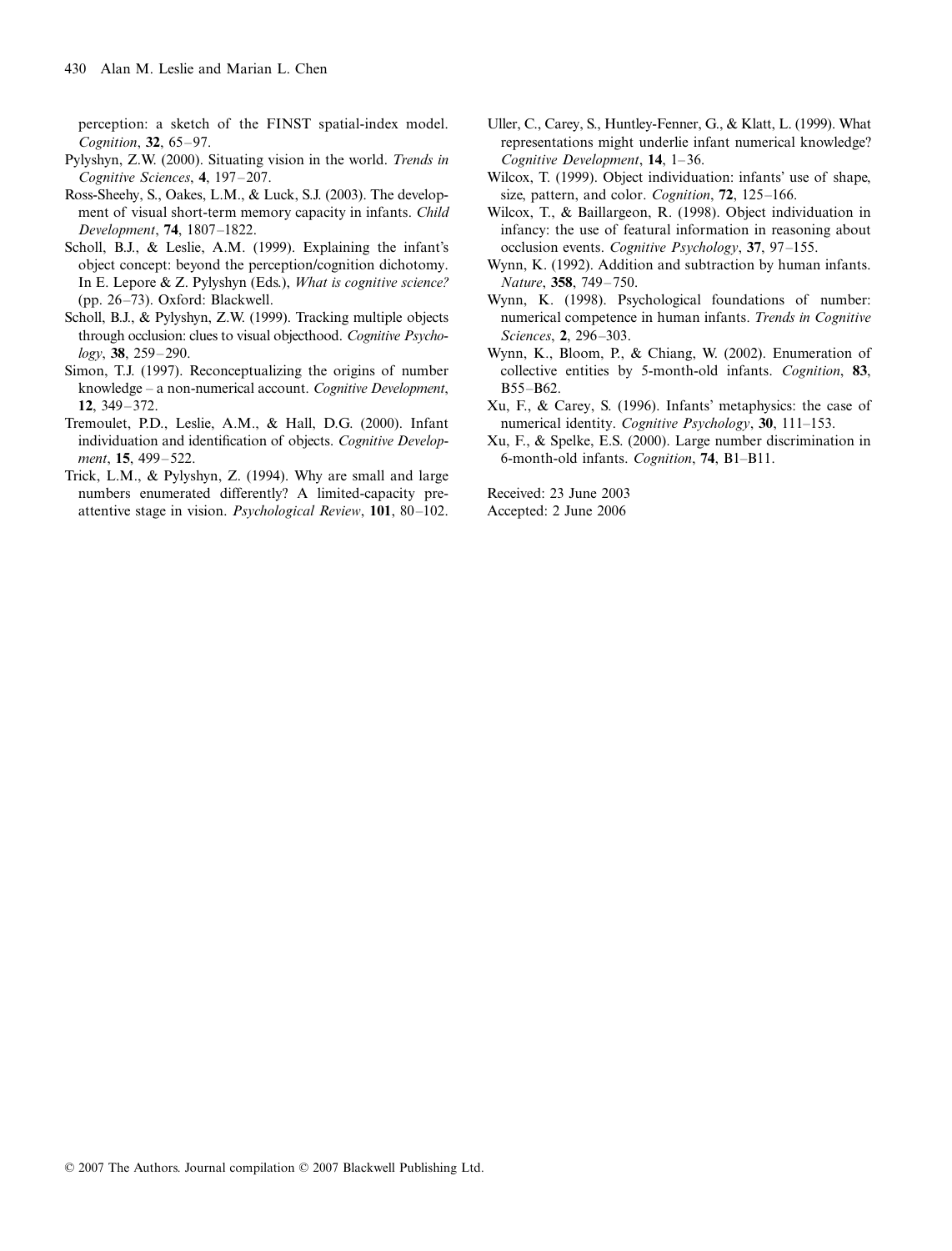perception: a sketch of the FINST spatial-index model. *Cognition*, **32**, 65–97.

Pylyshyn, Z.W. (2000). Situating vision in the world. *Trends in Cognitive Sciences*, **4**, 197–207.

Ross-Sheehy, S., Oakes, L.M., & Luck, S.J. (2003). The development of visual short-term memory capacity in infants. *Child Development*, **74**, 1807–1822.

Scholl, B.J., & Leslie, A.M. (1999). Explaining the infant's object concept: beyond the perception/cognition dichotomy. In E. Lepore & Z. Pylyshyn (Eds.), *What is cognitive science?* (pp. 26–73). Oxford: Blackwell.

Scholl, B.J., & Pylyshyn, Z.W. (1999). Tracking multiple objects through occlusion: clues to visual objecthood. *Cognitive Psychology*, **38**, 259–290.

Simon, T.J. (1997). Reconceptualizing the origins of number knowledge – a non-numerical account. *Cognitive Development*, **12**, 349–372.

Tremoulet, P.D., Leslie, A.M., & Hall, D.G. (2000). Infant individuation and identification of objects. *Cognitive Development*, **15**, 499–522.

Trick, L.M., & Pylyshyn, Z. (1994). Why are small and large numbers enumerated differently? A limited-capacity preattentive stage in vision. *Psychological Review*, **101**, 80–102.

Uller, C., Carey, S., Huntley-Fenner, G., & Klatt, L. (1999). What representations might underlie infant numerical knowledge? *Cognitive Development*, **14**, 1–36.

Wilcox, T. (1999). Object individuation: infants' use of shape, size, pattern, and color. *Cognition*, **72**, 125–166.

Wilcox, T., & Baillargeon, R. (1998). Object individuation in infancy: the use of featural information in reasoning about occlusion events. *Cognitive Psychology*, **37**, 97–155.

Wynn, K. (1992). Addition and subtraction by human infants. *Nature*, **358**, 749–750.

Wynn, K. (1998). Psychological foundations of number: numerical competence in human infants. *Trends in Cognitive Sciences*, **2**, 296–303.

Wynn, K., Bloom, P., & Chiang, W. (2002). Enumeration of collective entities by 5-month-old infants. *Cognition*, **83**, B55–B62.

Xu, F., & Carey, S. (1996). Infants' metaphysics: the case of numerical identity. *Cognitive Psychology*, **30**, 111–153.

Xu, F., & Spelke, E.S. (2000). Large number discrimination in 6-month-old infants. *Cognition*, **74**, B1–B11.

Received: 23 June 2003
Accepted: 2 June 2006